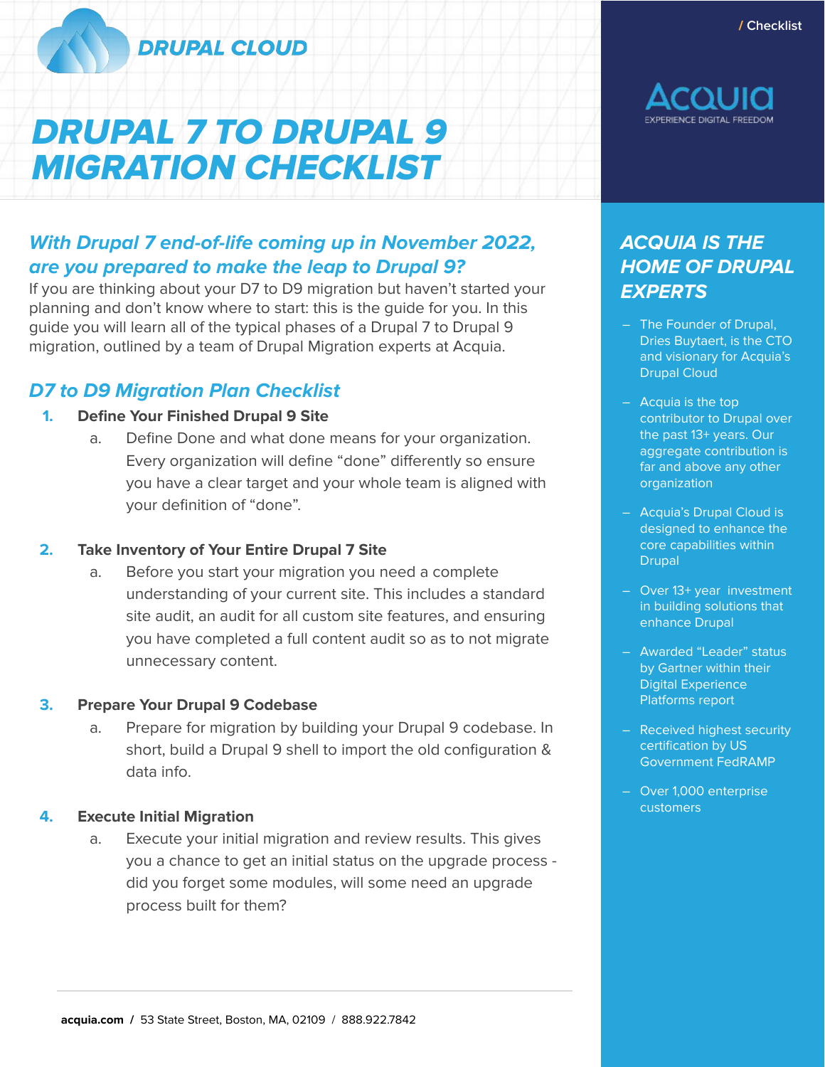DRUPAL CLOUD

/ Checklist

# DRUPAL 7 TO DRUPAL 9 MIGRATION CHECKLIST

## *With Drupal 7 end-of-life coming up in November 2022, are you prepared to make the leap to Drupal 9?*

If you are thinking about your D7 to D9 migration but haven't started your planning and don't know where to start: this is the guide for you. In this guide you will learn all of the typical phases of a Drupal 7 to Drupal 9 migration, outlined by a team of Drupal Migration experts at Acquia.

## *D7 to D9 Migration Plan Checklist*

1. **Define Your Finished Drupal 9 Site**
    a. Define Done and what done means for your organization. Every organization will define "done" differently so ensure you have a clear target and your whole team is aligned with your definition of "done".

2. **Take Inventory of Your Entire Drupal 7 Site**
    a. Before you start your migration you need a complete understanding of your current site. This includes a standard site audit, an audit for all custom site features, and ensuring you have completed a full content audit so as to not migrate unnecessary content.

3. **Prepare Your Drupal 9 Codebase**
    a. Prepare for migration by building your Drupal 9 codebase. In short, build a Drupal 9 shell to import the old configuration & data info.

4. **Execute Initial Migration**
    a. Execute your initial migration and review results. This gives you a chance to get an initial status on the upgrade process - did you forget some modules, will some need an upgrade process built for them?

ACQUIA
EXPERIENCE DIGITAL FREEDOM

## *ACQUIA IS THE HOME OF DRUPAL EXPERTS*

- The Founder of Drupal, Dries Buytaert, is the CTO and visionary for Acquia's Drupal Cloud
- Acquia is the top contributor to Drupal over the past 13+ years. Our aggregate contribution is far and above any other organization
- Acquia's Drupal Cloud is designed to enhance the core capabilities within Drupal
- Over 13+ year investment in building solutions that enhance Drupal
- Awarded "Leader" status by Gartner within their Digital Experience Platforms report
- Received highest security certification by US Government FedRAMP
- Over 1,000 enterprise customers

**acquia.com** / 53 State Street, Boston, MA, 02109 / 888.922.7842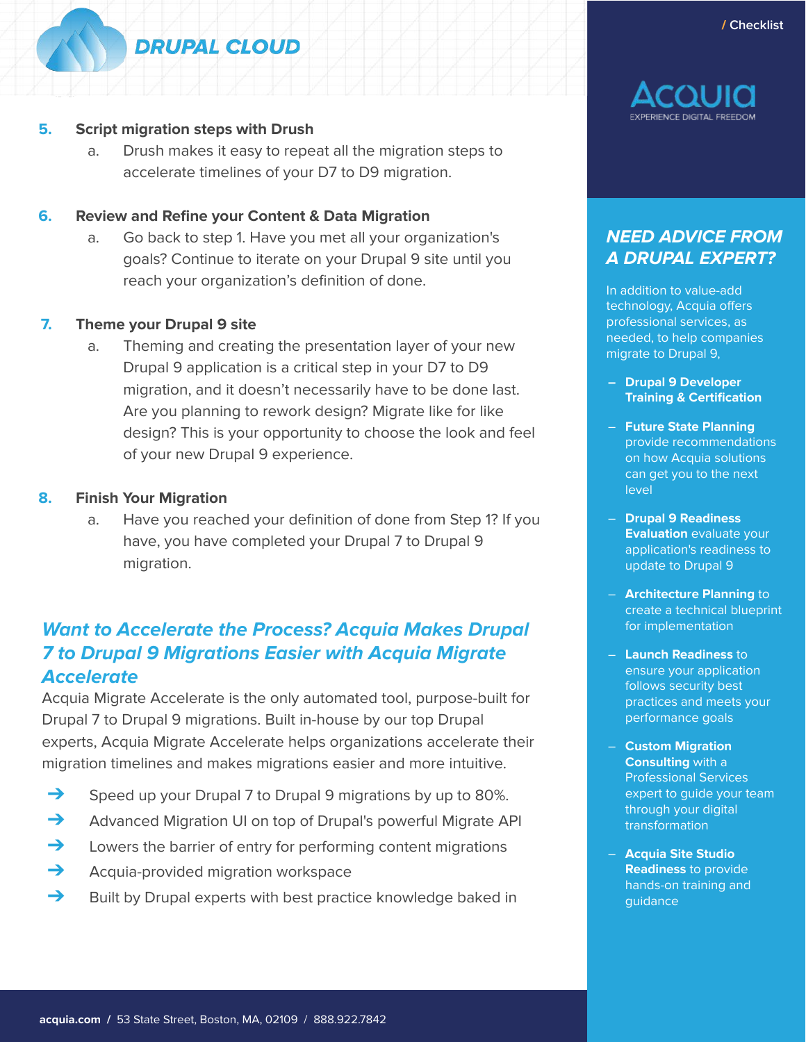5. **Script migration steps with Drush**
    a. Drush makes it easy to repeat all the migration steps to accelerate timelines of your D7 to D9 migration.

6. **Review and Refine your Content & Data Migration**
    a. Go back to step 1. Have you met all your organization's goals? Continue to iterate on your Drupal 9 site until you reach your organization's definition of done.

7. **Theme your Drupal 9 site**
    a. Theming and creating the presentation layer of your new Drupal 9 application is a critical step in your D7 to D9 migration, and it doesn't necessarily have to be done last. Are you planning to rework design? Migrate like for like design? This is your opportunity to choose the look and feel of your new Drupal 9 experience.

8. **Finish Your Migration**
    a. Have you reached your definition of done from Step 1? If you have, you have completed your Drupal 7 to Drupal 9 migration.

## *Want to Accelerate the Process? Acquia Makes Drupal 7 to Drupal 9 Migrations Easier with Acquia Migrate Accelerate*

Acquia Migrate Accelerate is the only automated tool, purpose-built for Drupal 7 to Drupal 9 migrations. Built in-house by our top Drupal experts, Acquia Migrate Accelerate helps organizations accelerate their migration timelines and makes migrations easier and more intuitive.

- Speed up your Drupal 7 to Drupal 9 migrations by up to 80%.
- Advanced Migration UI on top of Drupal's powerful Migrate API
- Lowers the barrier of entry for performing content migrations
- Acquia-provided migration workspace
- Built by Drupal experts with best practice knowledge baked in

## *NEED ADVICE FROM A DRUPAL EXPERT?*

In addition to value-add technology, Acquia offers professional services, as needed, to help companies migrate to Drupal 9,

- **Drupal 9 Developer Training & Certification**
- **Future State Planning** provide recommendations on how Acquia solutions can get you to the next level
- **Drupal 9 Readiness Evaluation** evaluate your application's readiness to update to Drupal 9
- **Architecture Planning** to create a technical blueprint for implementation
- **Launch Readiness** to ensure your application follows security best practices and meets your performance goals
- **Custom Migration Consulting** with a Professional Services expert to guide your team through your digital transformation
- **Acquia Site Studio Readiness** to provide hands-on training and guidance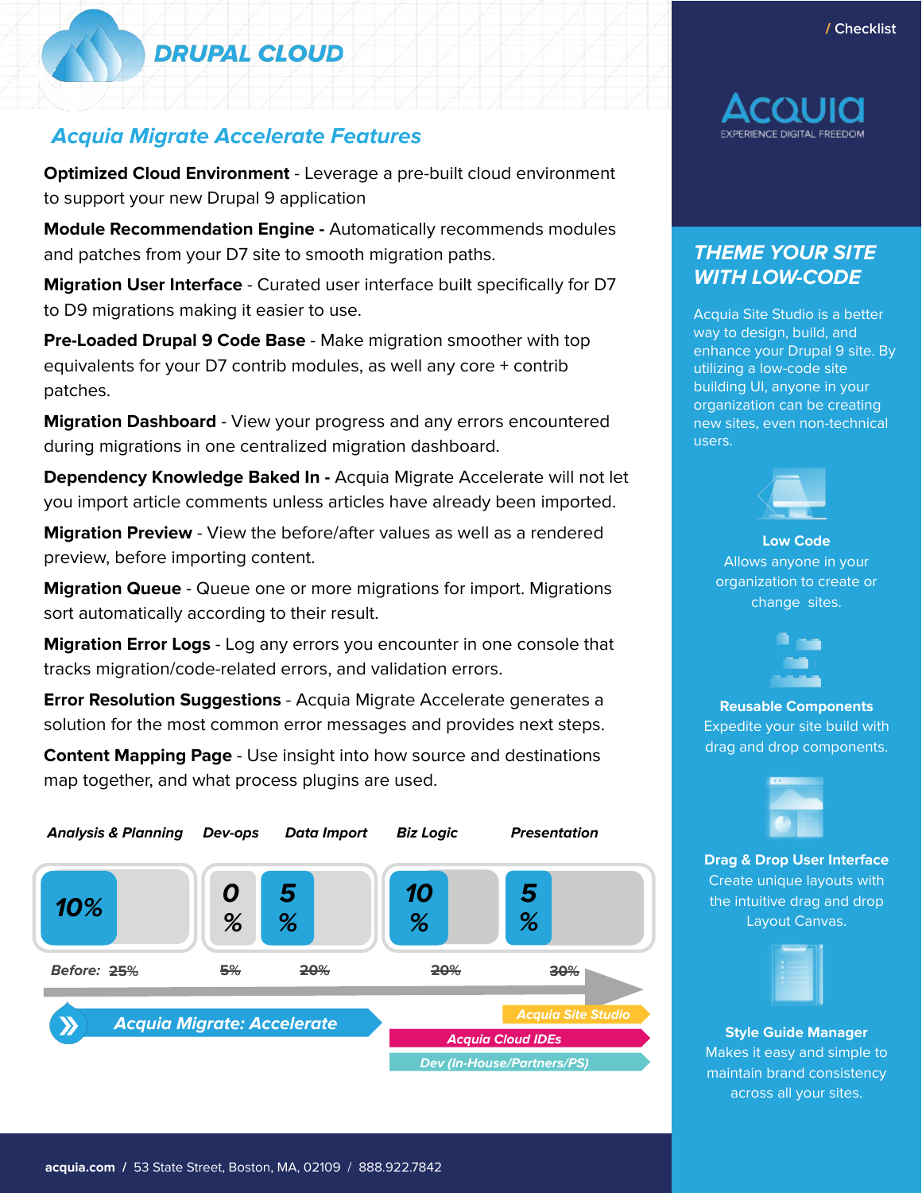DRUPAL CLOUD

## *Acquia Migrate Accelerate Features*

**Optimized Cloud Environment** - Leverage a pre-built cloud environment to support your new Drupal 9 application

**Module Recommendation Engine -** Automatically recommends modules and patches from your D7 site to smooth migration paths.

**Migration User Interface** - Curated user interface built specifically for D7 to D9 migrations making it easier to use.

**Pre-Loaded Drupal 9 Code Base** - Make migration smoother with top equivalents for your D7 contrib modules, as well any core + contrib patches.

**Migration Dashboard** - View your progress and any errors encountered during migrations in one centralized migration dashboard.

**Dependency Knowledge Baked In -** Acquia Migrate Accelerate will not let you import article comments unless articles have already been imported.

**Migration Preview** - View the before/after values as well as a rendered preview, before importing content.

**Migration Queue** - Queue one or more migrations for import. Migrations sort automatically according to their result.

**Migration Error Logs** - Log any errors you encounter in one console that tracks migration/code-related errors, and validation errors.

**Error Resolution Suggestions** - Acquia Migrate Accelerate generates a solution for the most common error messages and provides next steps.

**Content Mapping Page** - Use insight into how source and destinations map together, and what process plugins are used.

*Analysis & Planning* *Dev-ops* *Data Import* *Biz Logic* *Presentation*

10%
0 %
5 %
10 %
5 %

Before: ~~25%~~ ~~5%~~ ~~20%~~ ~~20%~~ ~~30%~~

*Acquia Migrate: Accelerate*

*Acquia Site Studio*

*Acquia Cloud IDEs*

*Dev (In-House/Partners/PS)*

/ Checklist

ACQUIA
EXPERIENCE DIGITAL FREEDOM

## *THEME YOUR SITE WITH LOW-CODE*

Acquia Site Studio is a better way to design, build, and enhance your Drupal 9 site. By utilizing a low-code site building UI, anyone in your organization can be creating new sites, even non-technical users.

**Low Code**
Allows anyone in your organization to create or change sites.

**Reusable Components**
Expedite your site build with drag and drop components.

**Drag & Drop User Interface**
Create unique layouts with the intuitive drag and drop Layout Canvas.

**Style Guide Manager**
Makes it easy and simple to maintain brand consistency across all your sites.

**acquia.com** / 53 State Street, Boston, MA, 02109 / 888.922.7842